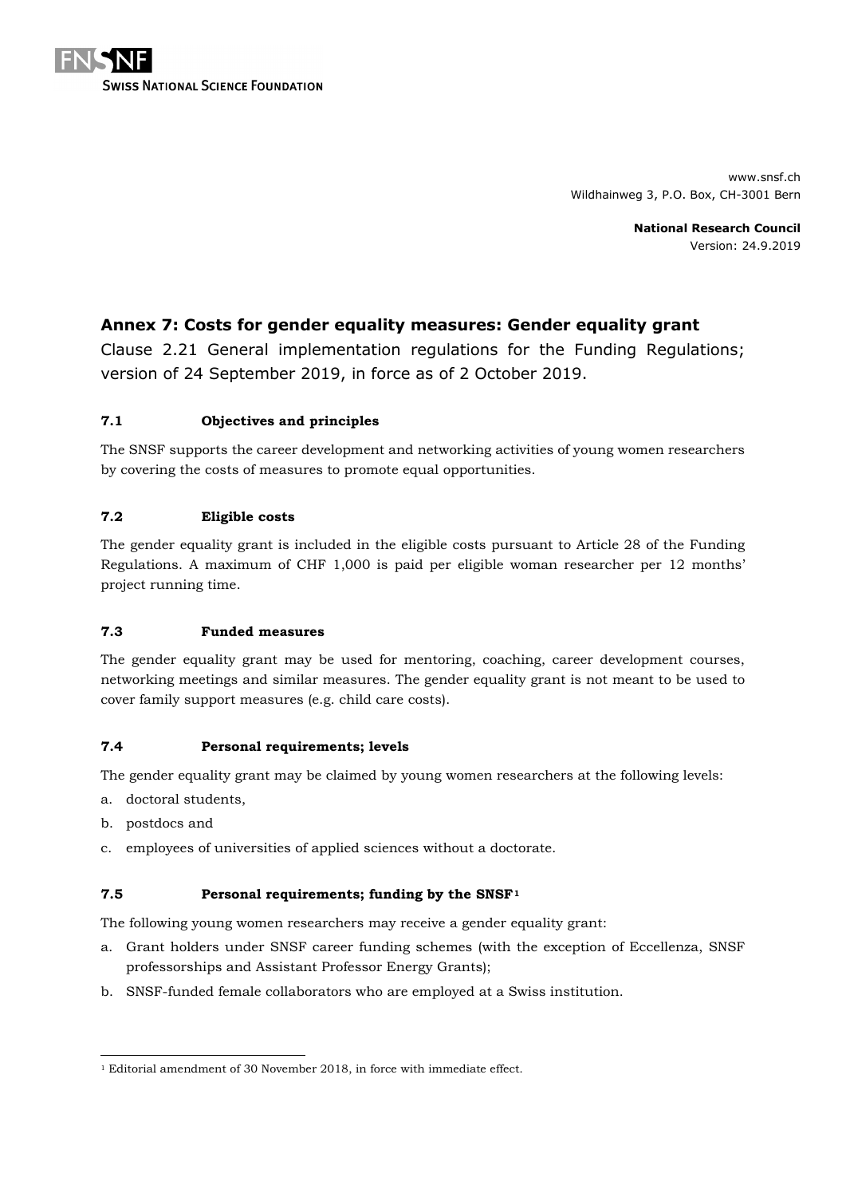SWISS NATIONAL SCIENCE FOUNDATION

www.snsf.ch
Wildhainweg 3, P.O. Box, CH-3001 Bern

**National Research Council**
Version: 24.9.2019

# Annex 7: Costs for gender equality measures: Gender equality grant

Clause 2.21 General implementation regulations for the Funding Regulations; version of 24 September 2019, in force as of 2 October 2019.

## 7.1 Objectives and principles

The SNSF supports the career development and networking activities of young women researchers by covering the costs of measures to promote equal opportunities.

## 7.2 Eligible costs

The gender equality grant is included in the eligible costs pursuant to Article 28 of the Funding Regulations. A maximum of CHF 1,000 is paid per eligible woman researcher per 12 months' project running time.

## 7.3 Funded measures

The gender equality grant may be used for mentoring, coaching, career development courses, networking meetings and similar measures. The gender equality grant is not meant to be used to cover family support measures (e.g. child care costs).

## 7.4 Personal requirements; levels

The gender equality grant may be claimed by young women researchers at the following levels:

a. doctoral students,
b. postdocs and
c. employees of universities of applied sciences without a doctorate.

## 7.5 Personal requirements; funding by the SNSF[1]

The following young women researchers may receive a gender equality grant:

a. Grant holders under SNSF career funding schemes (with the exception of Eccellenza, SNSF professorships and Assistant Professor Energy Grants);
b. SNSF-funded female collaborators who are employed at a Swiss institution.

[1] Editorial amendment of 30 November 2018, in force with immediate effect.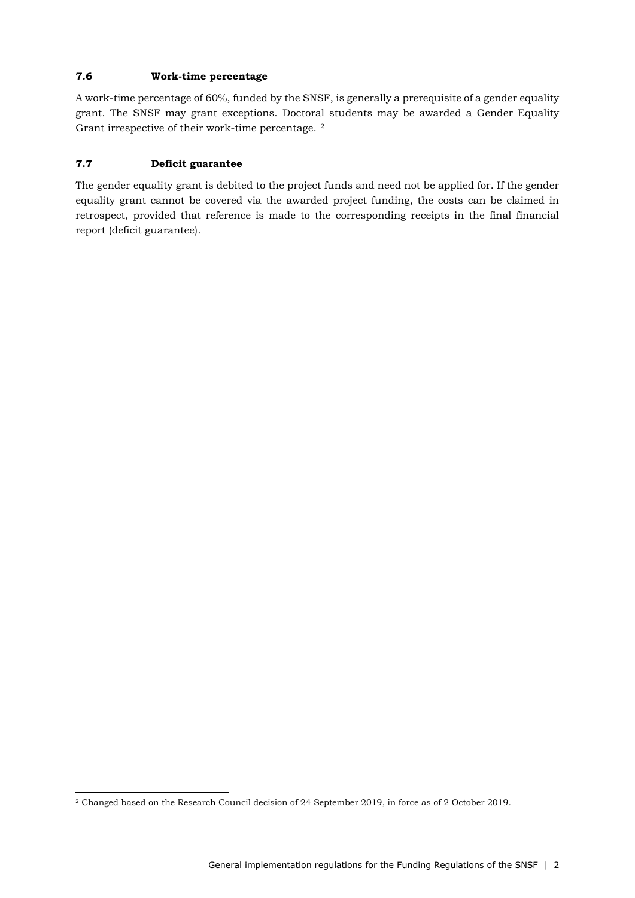### 7.6 Work-time percentage

A work-time percentage of 60%, funded by the SNSF, is generally a prerequisite of a gender equality grant. The SNSF may grant exceptions. Doctoral students may be awarded a Gender Equality Grant irrespective of their work-time percentage. [2]

### 7.7 Deficit guarantee

The gender equality grant is debited to the project funds and need not be applied for. If the gender equality grant cannot be covered via the awarded project funding, the costs can be claimed in retrospect, provided that reference is made to the corresponding receipts in the final financial report (deficit guarantee).

[2] Changed based on the Research Council decision of 24 September 2019, in force as of 2 October 2019.